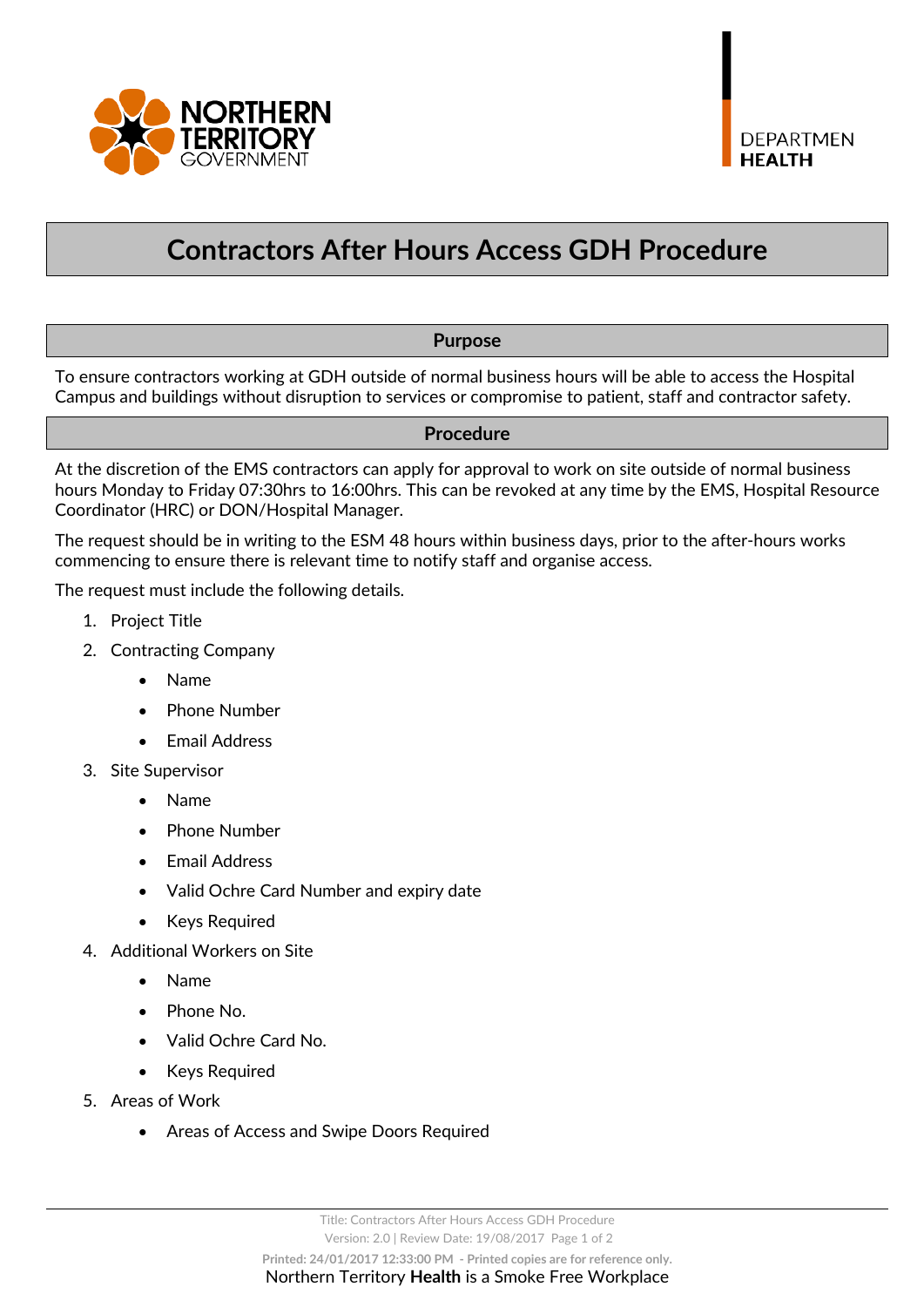# Contractors After Hours Access GDH Procedure

## Purpose

To ensure contractors working at GDH outside of normal business hours will be able to access the Hospital Campus and buildings without disruption to services or compromise to patient, staff and contractor safety.

## Procedure

At the discretion of the EMS contractors can apply for approval to work on site outside of normal business hours Monday to Friday 07:30hrs to 16:00hrs. This can be revoked at any time by the EMS, Hospital Resource Coordinator (HRC) or DON/Hospital Manager.

The request should be in writing to the ESM 48 hours within business days, prior to the after-hours works commencing to ensure there is relevant time to notify staff and organise access.

The request must include the following details.

1. Project Title
2. Contracting Company
   - Name
   - Phone Number
   - Email Address
3. Site Supervisor
   - Name
   - Phone Number
   - Email Address
   - Valid Ochre Card Number and expiry date
   - Keys Required
4. Additional Workers on Site
   - Name
   - Phone No.
   - Valid Ochre Card No.
   - Keys Required
5. Areas of Work
   - Areas of Access and Swipe Doors Required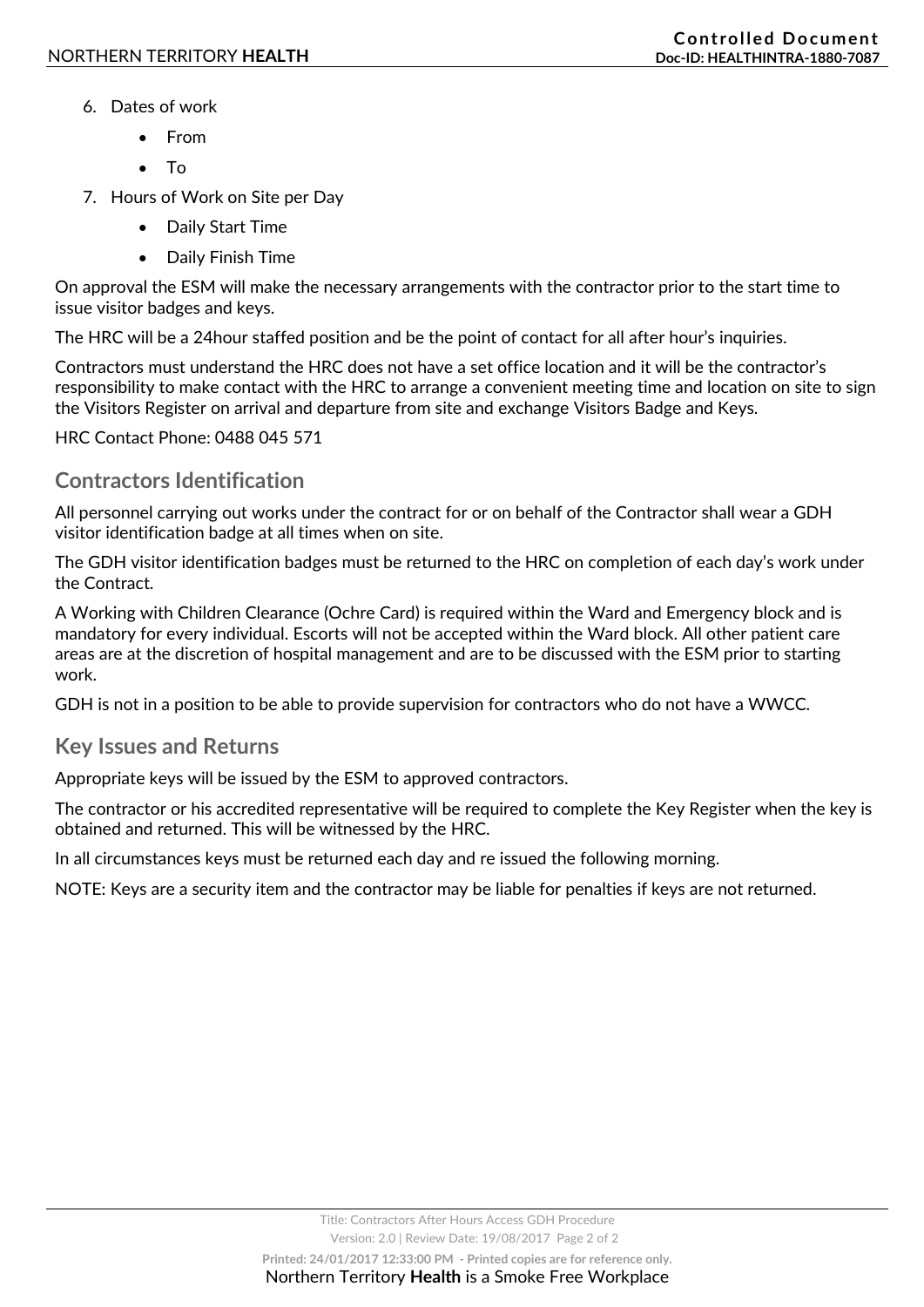6. Dates of work
    - From
    - To
7. Hours of Work on Site per Day
    - Daily Start Time
    - Daily Finish Time

On approval the ESM will make the necessary arrangements with the contractor prior to the start time to issue visitor badges and keys.

The HRC will be a 24hour staffed position and be the point of contact for all after hour's inquiries.

Contractors must understand the HRC does not have a set office location and it will be the contractor's responsibility to make contact with the HRC to arrange a convenient meeting time and location on site to sign the Visitors Register on arrival and departure from site and exchange Visitors Badge and Keys.

HRC Contact Phone: 0488 045 571

## Contractors Identification

All personnel carrying out works under the contract for or on behalf of the Contractor shall wear a GDH visitor identification badge at all times when on site.

The GDH visitor identification badges must be returned to the HRC on completion of each day's work under the Contract.

A Working with Children Clearance (Ochre Card) is required within the Ward and Emergency block and is mandatory for every individual. Escorts will not be accepted within the Ward block. All other patient care areas are at the discretion of hospital management and are to be discussed with the ESM prior to starting work.

GDH is not in a position to be able to provide supervision for contractors who do not have a WWCC.

## Key Issues and Returns

Appropriate keys will be issued by the ESM to approved contractors.

The contractor or his accredited representative will be required to complete the Key Register when the key is obtained and returned. This will be witnessed by the HRC.

In all circumstances keys must be returned each day and re issued the following morning.

NOTE: Keys are a security item and the contractor may be liable for penalties if keys are not returned.